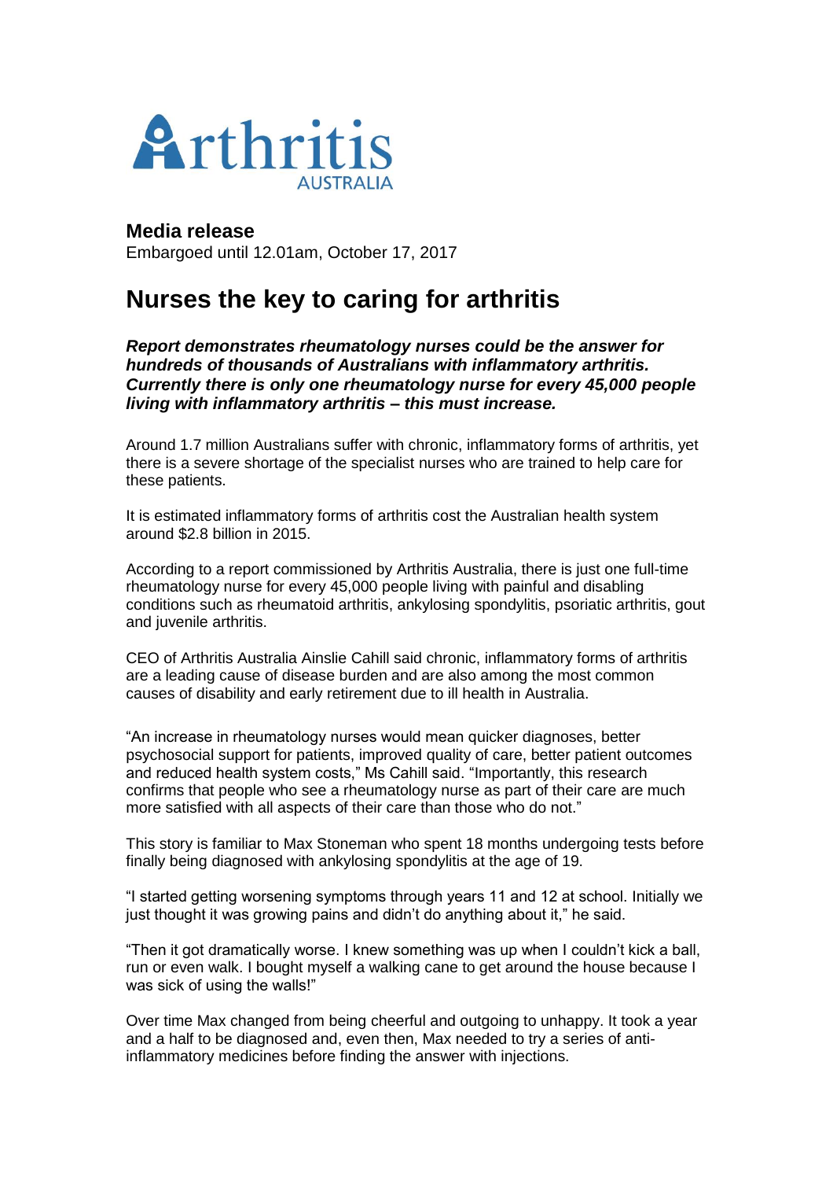Arthritis AUSTRALIA

**Media release**
Embargoed until 12.01am, October 17, 2017

# Nurses the key to caring for arthritis

***Report demonstrates rheumatology nurses could be the answer for hundreds of thousands of Australians with inflammatory arthritis. Currently there is only one rheumatology nurse for every 45,000 people living with inflammatory arthritis – this must increase.***

Around 1.7 million Australians suffer with chronic, inflammatory forms of arthritis, yet there is a severe shortage of the specialist nurses who are trained to help care for these patients.

It is estimated inflammatory forms of arthritis cost the Australian health system around $2.8 billion in 2015.

According to a report commissioned by Arthritis Australia, there is just one full-time rheumatology nurse for every 45,000 people living with painful and disabling conditions such as rheumatoid arthritis, ankylosing spondylitis, psoriatic arthritis, gout and juvenile arthritis.

CEO of Arthritis Australia Ainslie Cahill said chronic, inflammatory forms of arthritis are a leading cause of disease burden and are also among the most common causes of disability and early retirement due to ill health in Australia.

"An increase in rheumatology nurses would mean quicker diagnoses, better psychosocial support for patients, improved quality of care, better patient outcomes and reduced health system costs," Ms Cahill said. "Importantly, this research confirms that people who see a rheumatology nurse as part of their care are much more satisfied with all aspects of their care than those who do not."

This story is familiar to Max Stoneman who spent 18 months undergoing tests before finally being diagnosed with ankylosing spondylitis at the age of 19.

"I started getting worsening symptoms through years 11 and 12 at school. Initially we just thought it was growing pains and didn't do anything about it," he said.

"Then it got dramatically worse. I knew something was up when I couldn't kick a ball, run or even walk. I bought myself a walking cane to get around the house because I was sick of using the walls!"

Over time Max changed from being cheerful and outgoing to unhappy. It took a year and a half to be diagnosed and, even then, Max needed to try a series of anti-inflammatory medicines before finding the answer with injections.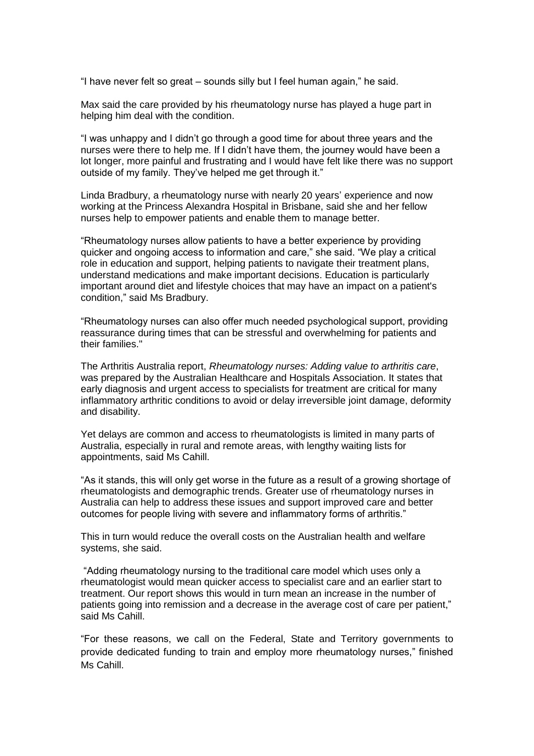"I have never felt so great – sounds silly but I feel human again," he said.

Max said the care provided by his rheumatology nurse has played a huge part in helping him deal with the condition.

"I was unhappy and I didn't go through a good time for about three years and the nurses were there to help me. If I didn't have them, the journey would have been a lot longer, more painful and frustrating and I would have felt like there was no support outside of my family. They've helped me get through it."

Linda Bradbury, a rheumatology nurse with nearly 20 years' experience and now working at the Princess Alexandra Hospital in Brisbane, said she and her fellow nurses help to empower patients and enable them to manage better.

"Rheumatology nurses allow patients to have a better experience by providing quicker and ongoing access to information and care," she said. "We play a critical role in education and support, helping patients to navigate their treatment plans, understand medications and make important decisions. Education is particularly important around diet and lifestyle choices that may have an impact on a patient's condition," said Ms Bradbury.

"Rheumatology nurses can also offer much needed psychological support, providing reassurance during times that can be stressful and overwhelming for patients and their families."

The Arthritis Australia report, *Rheumatology nurses: Adding value to arthritis care*, was prepared by the Australian Healthcare and Hospitals Association. It states that early diagnosis and urgent access to specialists for treatment are critical for many inflammatory arthritic conditions to avoid or delay irreversible joint damage, deformity and disability.

Yet delays are common and access to rheumatologists is limited in many parts of Australia, especially in rural and remote areas, with lengthy waiting lists for appointments, said Ms Cahill.

"As it stands, this will only get worse in the future as a result of a growing shortage of rheumatologists and demographic trends. Greater use of rheumatology nurses in Australia can help to address these issues and support improved care and better outcomes for people living with severe and inflammatory forms of arthritis."

This in turn would reduce the overall costs on the Australian health and welfare systems, she said.

"Adding rheumatology nursing to the traditional care model which uses only a rheumatologist would mean quicker access to specialist care and an earlier start to treatment. Our report shows this would in turn mean an increase in the number of patients going into remission and a decrease in the average cost of care per patient," said Ms Cahill.

"For these reasons, we call on the Federal, State and Territory governments to provide dedicated funding to train and employ more rheumatology nurses," finished Ms Cahill.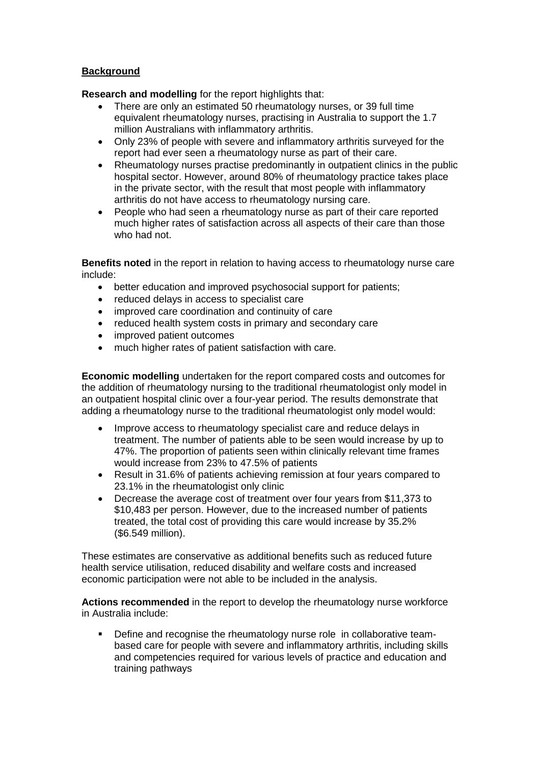## Background

**Research and modelling** for the report highlights that:

- There are only an estimated 50 rheumatology nurses, or 39 full time equivalent rheumatology nurses, practising in Australia to support the 1.7 million Australians with inflammatory arthritis.
- Only 23% of people with severe and inflammatory arthritis surveyed for the report had ever seen a rheumatology nurse as part of their care.
- Rheumatology nurses practise predominantly in outpatient clinics in the public hospital sector. However, around 80% of rheumatology practice takes place in the private sector, with the result that most people with inflammatory arthritis do not have access to rheumatology nursing care.
- People who had seen a rheumatology nurse as part of their care reported much higher rates of satisfaction across all aspects of their care than those who had not.

**Benefits noted** in the report in relation to having access to rheumatology nurse care include:

- better education and improved psychosocial support for patients;
- reduced delays in access to specialist care
- improved care coordination and continuity of care
- reduced health system costs in primary and secondary care
- improved patient outcomes
- much higher rates of patient satisfaction with care.

**Economic modelling** undertaken for the report compared costs and outcomes for the addition of rheumatology nursing to the traditional rheumatologist only model in an outpatient hospital clinic over a four-year period. The results demonstrate that adding a rheumatology nurse to the traditional rheumatologist only model would:

- Improve access to rheumatology specialist care and reduce delays in treatment. The number of patients able to be seen would increase by up to 47%. The proportion of patients seen within clinically relevant time frames would increase from 23% to 47.5% of patients
- Result in 31.6% of patients achieving remission at four years compared to 23.1% in the rheumatologist only clinic
- Decrease the average cost of treatment over four years from $11,373 to $10,483 per person. However, due to the increased number of patients treated, the total cost of providing this care would increase by 35.2% ($6.549 million).

These estimates are conservative as additional benefits such as reduced future health service utilisation, reduced disability and welfare costs and increased economic participation were not able to be included in the analysis.

**Actions recommended** in the report to develop the rheumatology nurse workforce in Australia include:

- Define and recognise the rheumatology nurse role in collaborative team-based care for people with severe and inflammatory arthritis, including skills and competencies required for various levels of practice and education and training pathways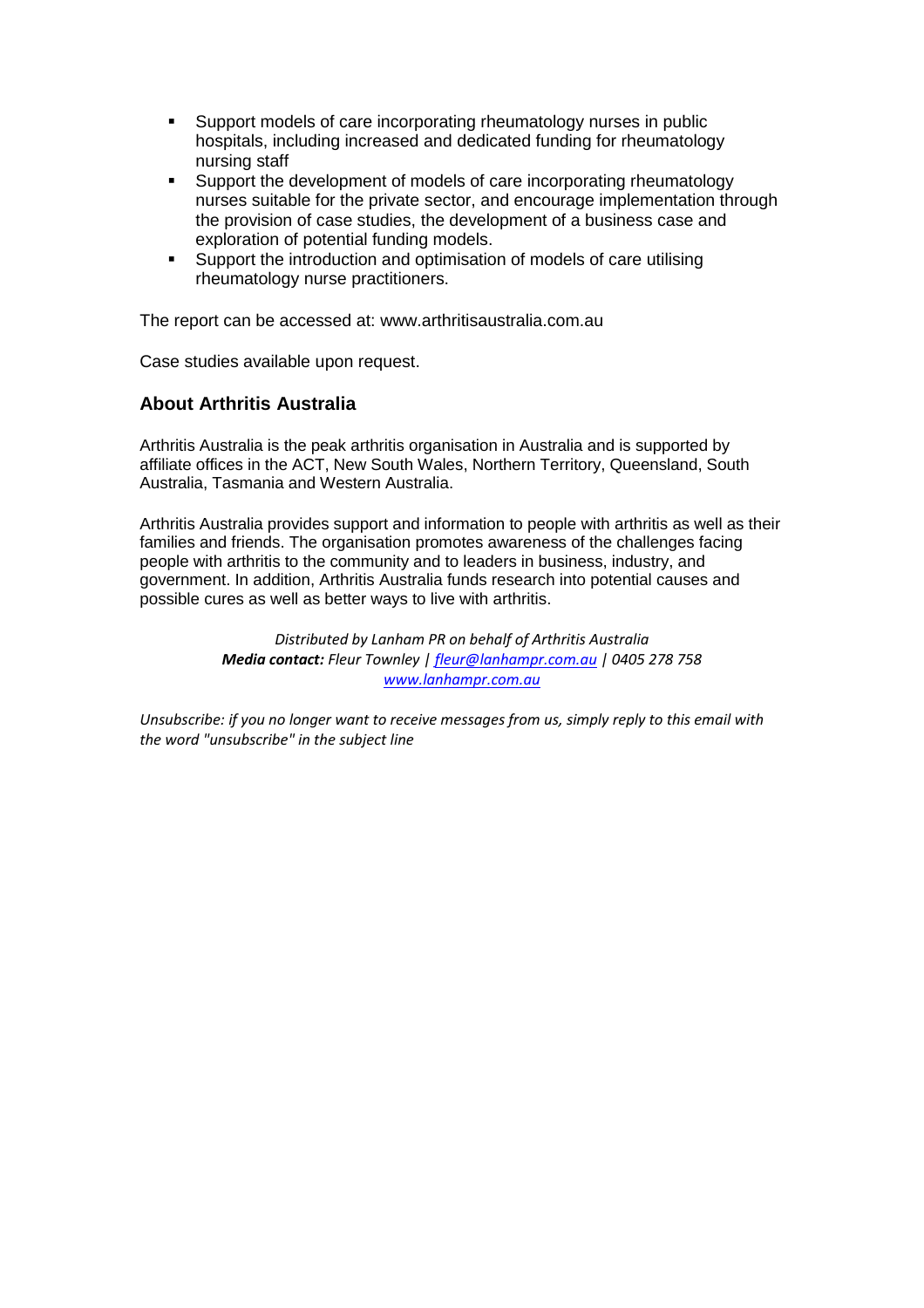- Support models of care incorporating rheumatology nurses in public hospitals, including increased and dedicated funding for rheumatology nursing staff
- Support the development of models of care incorporating rheumatology nurses suitable for the private sector, and encourage implementation through the provision of case studies, the development of a business case and exploration of potential funding models.
- Support the introduction and optimisation of models of care utilising rheumatology nurse practitioners.

The report can be accessed at: www.arthritisaustralia.com.au

Case studies available upon request.

## About Arthritis Australia

Arthritis Australia is the peak arthritis organisation in Australia and is supported by affiliate offices in the ACT, New South Wales, Northern Territory, Queensland, South Australia, Tasmania and Western Australia.

Arthritis Australia provides support and information to people with arthritis as well as their families and friends. The organisation promotes awareness of the challenges facing people with arthritis to the community and to leaders in business, industry, and government. In addition, Arthritis Australia funds research into potential causes and possible cures as well as better ways to live with arthritis.

*Distributed by Lanham PR on behalf of Arthritis Australia*
***Media contact:*** *Fleur Townley | fleur@lanhampr.com.au | 0405 278 758*
*www.lanhampr.com.au*

*Unsubscribe: if you no longer want to receive messages from us, simply reply to this email with the word "unsubscribe" in the subject line*